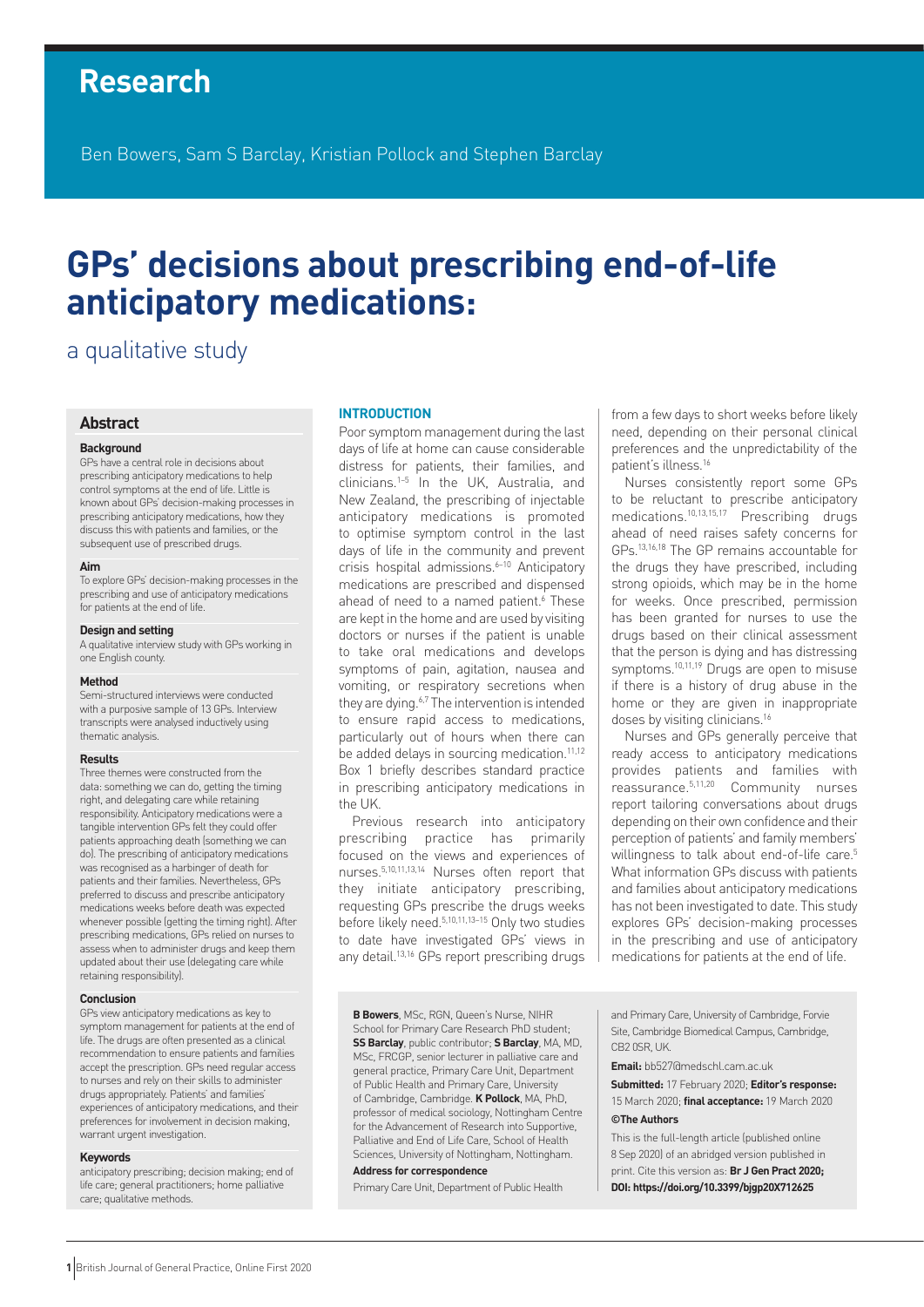# Research

Ben Bowers, Sam S Barclay, Kristian Pollock and Stephen Barclay

# GPs' decisions about prescribing end-of-life anticipatory medications:

## a qualitative study

## Abstract

### Background

GPs have a central role in decisions about prescribing anticipatory medications to help control symptoms at the end of life. Little is known about GPs' decision-making processes in prescribing anticipatory medications, how they discuss this with patients and families, or the subsequent use of prescribed drugs.

### Aim

To explore GPs' decision-making processes in the prescribing and use of anticipatory medications for patients at the end of life.

### Design and setting

A qualitative interview study with GPs working in one English county.

### Method

Semi-structured interviews were conducted with a purposive sample of 13 GPs. Interview transcripts were analysed inductively using thematic analysis.

### Results

Three themes were constructed from the data: something we can do, getting the timing right, and delegating care while retaining responsibility. Anticipatory medications were a tangible intervention GPs felt they could offer patients approaching death (something we can do). The prescribing of anticipatory medications was recognised as a harbinger of death for patients and their families. Nevertheless, GPs preferred to discuss and prescribe anticipatory medications weeks before death was expected whenever possible (getting the timing right). After prescribing medications, GPs relied on nurses to assess when to administer drugs and keep them updated about their use (delegating care while retaining responsibility).

### Conclusion

GPs view anticipatory medications as key to symptom management for patients at the end of life. The drugs are often presented as a clinical recommendation to ensure patients and families accept the prescription. GPs need regular access to nurses and rely on their skills to administer drugs appropriately. Patients' and families' experiences of anticipatory medications, and their preferences for involvement in decision making, warrant urgent investigation.

### Keywords

anticipatory prescribing; decision making; end of life care; general practitioners; home palliative care; qualitative methods.

## INTRODUCTION

Poor symptom management during the last days of life at home can cause considerable distress for patients, their families, and clinicians.[1–5] In the UK, Australia, and New Zealand, the prescribing of injectable anticipatory medications is promoted to optimise symptom control in the last days of life in the community and prevent crisis hospital admissions.[6–10] Anticipatory medications are prescribed and dispensed ahead of need to a named patient.[6] These are kept in the home and are used by visiting doctors or nurses if the patient is unable to take oral medications and develops symptoms of pain, agitation, nausea and vomiting, or respiratory secretions when they are dying.[6,7] The intervention is intended to ensure rapid access to medications, particularly out of hours when there can be added delays in sourcing medication.[11,12] Box 1 briefly describes standard practice in prescribing anticipatory medications in the UK.

Previous research into anticipatory prescribing practice has primarily focused on the views and experiences of nurses.[5,10,11,13,14] Nurses often report that they initiate anticipatory prescribing, requesting GPs prescribe the drugs weeks before likely need.[5,10,11,13–15] Only two studies to date have investigated GPs' views in any detail.[13,16] GPs report prescribing drugs from a few days to short weeks before likely need, depending on their personal clinical preferences and the unpredictability of the patient's illness.[16]

Nurses consistently report some GPs to be reluctant to prescribe anticipatory medications.[10,13,15,17] Prescribing drugs ahead of need raises safety concerns for GPs.[13,16,18] The GP remains accountable for the drugs they have prescribed, including strong opioids, which may be in the home for weeks. Once prescribed, permission has been granted for nurses to use the drugs based on their clinical assessment that the person is dying and has distressing symptoms.[10,11,19] Drugs are open to misuse if there is a history of drug abuse in the home or they are given in inappropriate doses by visiting clinicians.[16]

Nurses and GPs generally perceive that ready access to anticipatory medications provides patients and families with reassurance.[5,11,20] Community nurses report tailoring conversations about drugs depending on their own confidence and their perception of patients' and family members' willingness to talk about end-of-life care.[5] What information GPs discuss with patients and families about anticipatory medications has not been investigated to date. This study explores GPs' decision-making processes in the prescribing and use of anticipatory medications for patients at the end of life.

**B Bowers**, MSc, RGN, Queen's Nurse, NIHR School for Primary Care Research PhD student; **SS Barclay**, public contributor; **S Barclay**, MA, MD, MSc, FRCGP, senior lecturer in palliative care and general practice, Primary Care Unit, Department of Public Health and Primary Care, University of Cambridge, Cambridge. **K Pollock**, MA, PhD, professor of medical sociology, Nottingham Centre for the Advancement of Research into Supportive, Palliative and End of Life Care, School of Health Sciences, University of Nottingham, Nottingham.

**Address for correspondence**

Primary Care Unit, Department of Public Health and Primary Care, University of Cambridge, Forvie Site, Cambridge Biomedical Campus, Cambridge, CB2 0SR, UK.

**Email:** bb527@medschl.cam.ac.uk

**Submitted:** 17 February 2020; **Editor's response:** 15 March 2020; **final acceptance:** 19 March 2020

**©The Authors**

This is the full-length article (published online 8 Sep 2020) of an abridged version published in print. Cite this version as: **Br J Gen Pract 2020; DOI: https://doi.org/10.3399/bjgp20X712625**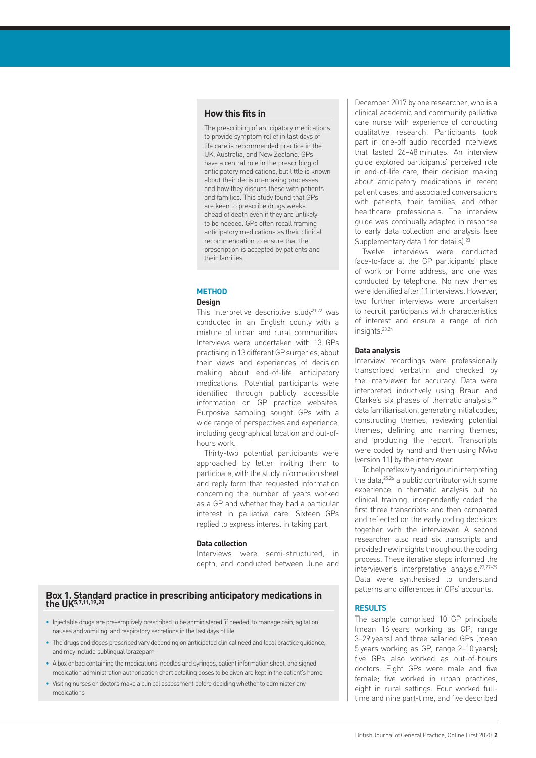## How this fits in

The prescribing of anticipatory medications to provide symptom relief in last days of life care is recommended practice in the UK, Australia, and New Zealand. GPs have a central role in the prescribing of anticipatory medications, but little is known about their decision-making processes and how they discuss these with patients and families. This study found that GPs are keen to prescribe drugs weeks ahead of death even if they are unlikely to be needed. GPs often recall framing anticipatory medications as their clinical recommendation to ensure that the prescription is accepted by patients and their families.

## METHOD

### Design

This interpretive descriptive study[21,22] was conducted in an English county with a mixture of urban and rural communities. Interviews were undertaken with 13 GPs practising in 13 different GP surgeries, about their views and experiences of decision making about end-of-life anticipatory medications. Potential participants were identified through publicly accessible information on GP practice websites. Purposive sampling sought GPs with a wide range of perspectives and experience, including geographical location and out-of-hours work.

Thirty-two potential participants were approached by letter inviting them to participate, with the study information sheet and reply form that requested information concerning the number of years worked as a GP and whether they had a particular interest in palliative care. Sixteen GPs replied to express interest in taking part.

### Data collection

Interviews were semi-structured, in depth, and conducted between June and December 2017 by one researcher, who is a clinical academic and community palliative care nurse with experience of conducting qualitative research. Participants took part in one-off audio recorded interviews that lasted 26–48 minutes. An interview guide explored participants' perceived role in end-of-life care, their decision making about anticipatory medications in recent patient cases, and associated conversations with patients, their families, and other healthcare professionals. The interview guide was continually adapted in response to early data collection and analysis (see Supplementary data 1 for details).[23]

Twelve interviews were conducted face-to-face at the GP participants' place of work or home address, and one was conducted by telephone. No new themes were identified after 11 interviews. However, two further interviews were undertaken to recruit participants with characteristics of interest and ensure a range of rich insights.[23,24]

### Data analysis

Interview recordings were professionally transcribed verbatim and checked by the interviewer for accuracy. Data were interpreted inductively using Braun and Clarke's six phases of thematic analysis:[23] data familiarisation; generating initial codes; constructing themes; reviewing potential themes; defining and naming themes; and producing the report. Transcripts were coded by hand and then using NVivo (version 11) by the interviewer.

To help reflexivity and rigour in interpreting the data,[25,26] a public contributor with some experience in thematic analysis but no clinical training, independently coded the first three transcripts: and then compared and reflected on the early coding decisions together with the interviewer. A second researcher also read six transcripts and provided new insights throughout the coding process. These iterative steps informed the interviewer's interpretive analysis.[23,27–29] Data were synthesised to understand patterns and differences in GPs' accounts.

## RESULTS

The sample comprised 10 GP principals (mean 16 years working as GP, range 3–29 years) and three salaried GPs (mean 5 years working as GP, range 2–10 years); five GPs also worked as out-of-hours doctors. Eight GPs were male and five female; five worked in urban practices, eight in rural settings. Four worked full-time and nine part-time, and five described

### Box 1. Standard practice in prescribing anticipatory medications in the UK[5,7,11,19,20]

- Injectable drugs are pre-emptively prescribed to be administered 'if needed' to manage pain, agitation, nausea and vomiting, and respiratory secretions in the last days of life
- The drugs and doses prescribed vary depending on anticipated clinical need and local practice guidance, and may include sublingual lorazepam
- A box or bag containing the medications, needles and syringes, patient information sheet, and signed medication administration authorisation chart detailing doses to be given are kept in the patient's home
- Visiting nurses or doctors make a clinical assessment before deciding whether to administer any medications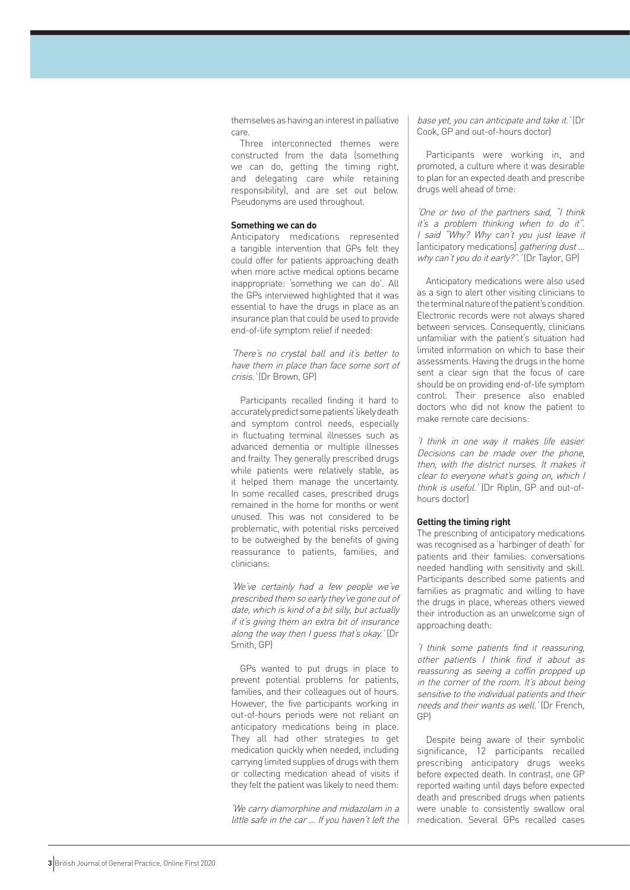themselves as having an interest in palliative care.

Three interconnected themes were constructed from the data (something we can do, getting the timing right, and delegating care while retaining responsibility), and are set out below. Pseudonyms are used throughout.

**Something we can do**

Anticipatory medications represented a tangible intervention that GPs felt they could offer for patients approaching death when more active medical options became inappropriate: 'something we can do'. All the GPs interviewed highlighted that it was essential to have the drugs in place as an insurance plan that could be used to provide end-of-life symptom relief if needed:

*'There's no crystal ball and it's better to have them in place than face some sort of crisis.'* (Dr Brown, GP)

Participants recalled finding it hard to accurately predict some patients' likely death and symptom control needs, especially in fluctuating terminal illnesses such as advanced dementia or multiple illnesses and frailty. They generally prescribed drugs while patients were relatively stable, as it helped them manage the uncertainty. In some recalled cases, prescribed drugs remained in the home for months or went unused. This was not considered to be problematic, with potential risks perceived to be outweighed by the benefits of giving reassurance to patients, families, and clinicians:

*'We've certainly had a few people we've prescribed them so early they've gone out of date, which is kind of a bit silly, but actually if it's giving them an extra bit of insurance along the way then I guess that's okay.'* (Dr Smith, GP)

GPs wanted to put drugs in place to prevent potential problems for patients, families, and their colleagues out of hours. However, the five participants working in out-of-hours periods were not reliant on anticipatory medications being in place. They all had other strategies to get medication quickly when needed, including carrying limited supplies of drugs with them or collecting medication ahead of visits if they felt the patient was likely to need them:

*'We carry diamorphine and midazolam in a little safe in the car ... If you haven't left the base yet, you can anticipate and take it.'* (Dr Cook, GP and out-of-hours doctor)

Participants were working in, and promoted, a culture where it was desirable to plan for an expected death and prescribe drugs well ahead of time:

*'One or two of the partners said, "I think it's a problem thinking when to do it". I said "Why? Why can't you just leave it* [anticipatory medications] *gathering dust ... why can't you do it early?".'* (Dr Taylor, GP)

Anticipatory medications were also used as a sign to alert other visiting clinicians to the terminal nature of the patient's condition. Electronic records were not always shared between services. Consequently, clinicians unfamiliar with the patient's situation had limited information on which to base their assessments. Having the drugs in the home sent a clear sign that the focus of care should be on providing end-of-life symptom control. Their presence also enabled doctors who did not know the patient to make remote care decisions:

*'I think in one way it makes life easier. Decisions can be made over the phone, then, with the district nurses. It makes it clear to everyone what's going on, which I think is useful.'* (Dr Riplin, GP and out-of-hours doctor)

**Getting the timing right**

The prescribing of anticipatory medications was recognised as a 'harbinger of death' for patients and their families: conversations needed handling with sensitivity and skill. Participants described some patients and families as pragmatic and willing to have the drugs in place, whereas others viewed their introduction as an unwelcome sign of approaching death:

*'I think some patients find it reassuring, other patients I think find it about as reassuring as seeing a coffin propped up in the corner of the room. It's about being sensitive to the individual patients and their needs and their wants as well.'* (Dr French, GP)

Despite being aware of their symbolic significance, 12 participants recalled prescribing anticipatory drugs weeks before expected death. In contrast, one GP reported waiting until days before expected death and prescribed drugs when patients were unable to consistently swallow oral medication. Several GPs recalled cases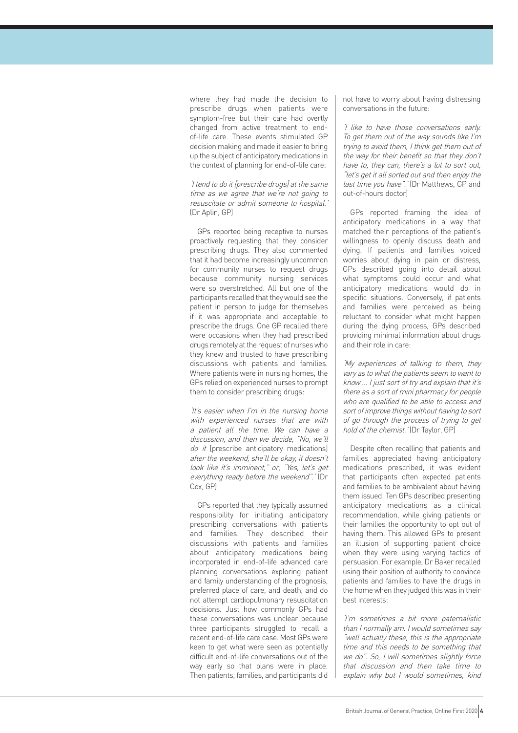where they had made the decision to prescribe drugs when patients were symptom-free but their care had overtly changed from active treatment to end-of-life care. These events stimulated GP decision making and made it easier to bring up the subject of anticipatory medications in the context of planning for end-of-life care:

*'I tend to do it [prescribe drugs] at the same time as we agree that we're not going to resuscitate or admit someone to hospital.'* (Dr Aplin, GP)

GPs reported being receptive to nurses proactively requesting that they consider prescribing drugs. They also commented that it had become increasingly uncommon for community nurses to request drugs because community nursing services were so overstretched. All but one of the participants recalled that they would see the patient in person to judge for themselves if it was appropriate and acceptable to prescribe the drugs. One GP recalled there were occasions when they had prescribed drugs remotely at the request of nurses who they knew and trusted to have prescribing discussions with patients and families. Where patients were in nursing homes, the GPs relied on experienced nurses to prompt them to consider prescribing drugs:

*'It's easier when I'm in the nursing home with experienced nurses that are with a patient all the time. We can have a discussion, and then we decide, "No, we'll do it* [prescribe anticipatory medications] *after the weekend, she'll be okay, it doesn't look like it's imminent," or, "Yes, let's get everything ready before the weekend".'* (Dr Cox, GP)

GPs reported that they typically assumed responsibility for initiating anticipatory prescribing conversations with patients and families. They described their discussions with patients and families about anticipatory medications being incorporated in end-of-life advanced care planning conversations exploring patient and family understanding of the prognosis, preferred place of care, and death, and do not attempt cardiopulmonary resuscitation decisions. Just how commonly GPs had these conversations was unclear because three participants struggled to recall a recent end-of-life care case. Most GPs were keen to get what were seen as potentially difficult end-of-life conversations out of the way early so that plans were in place. Then patients, families, and participants did not have to worry about having distressing conversations in the future:

*'I like to have those conversations early. To get them out of the way sounds like I'm trying to avoid them, I think get them out of the way for their benefit so that they don't have to, they can, there's a lot to sort out, "let's get it all sorted out and then enjoy the last time you have".'* (Dr Matthews, GP and out-of-hours doctor)

GPs reported framing the idea of anticipatory medications in a way that matched their perceptions of the patient's willingness to openly discuss death and dying. If patients and families voiced worries about dying in pain or distress, GPs described going into detail about what symptoms could occur and what anticipatory medications would do in specific situations. Conversely, if patients and families were perceived as being reluctant to consider what might happen during the dying process, GPs described providing minimal information about drugs and their role in care:

*'My experiences of talking to them, they vary as to what the patients seem to want to know ... I just sort of try and explain that it's there as a sort of mini pharmacy for people who are qualified to be able to access and sort of improve things without having to sort of go through the process of trying to get hold of the chemist.'* (Dr Taylor, GP)

Despite often recalling that patients and families appreciated having anticipatory medications prescribed, it was evident that participants often expected patients and families to be ambivalent about having them issued. Ten GPs described presenting anticipatory medications as a clinical recommendation, while giving patients or their families the opportunity to opt out of having them. This allowed GPs to present an illusion of supporting patient choice when they were using varying tactics of persuasion. For example, Dr Baker recalled using their position of authority to convince patients and families to have the drugs in the home when they judged this was in their best interests:

*'I'm sometimes a bit more paternalistic than I normally am. I would sometimes say "well actually these, this is the appropriate time and this needs to be something that we do". So, I will sometimes slightly force that discussion and then take time to explain why but I would sometimes, kind*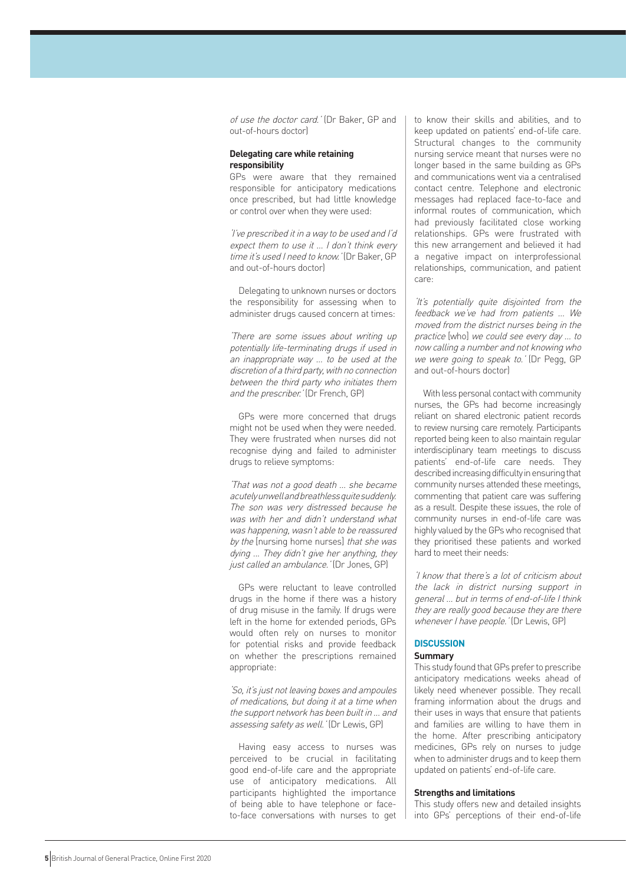*of use the doctor card.'* (Dr Baker, GP and out-of-hours doctor)

### Delegating care while retaining responsibility

GPs were aware that they remained responsible for anticipatory medications once prescribed, but had little knowledge or control over when they were used:

*'I've prescribed it in a way to be used and I'd expect them to use it … I don't think every time it's used I need to know.'* (Dr Baker, GP and out-of-hours doctor)

Delegating to unknown nurses or doctors the responsibility for assessing when to administer drugs caused concern at times:

*'There are some issues about writing up potentially life-terminating drugs if used in an inappropriate way … to be used at the discretion of a third party, with no connection between the third party who initiates them and the prescriber.'* (Dr French, GP)

GPs were more concerned that drugs might not be used when they were needed. They were frustrated when nurses did not recognise dying and failed to administer drugs to relieve symptoms:

*'That was not a good death … she became acutely unwell and breathless quite suddenly. The son was very distressed because he was with her and didn't understand what was happening, wasn't able to be reassured by the* [nursing home nurses] *that she was dying … They didn't give her anything, they just called an ambulance.'* (Dr Jones, GP)

GPs were reluctant to leave controlled drugs in the home if there was a history of drug misuse in the family. If drugs were left in the home for extended periods, GPs would often rely on nurses to monitor for potential risks and provide feedback on whether the prescriptions remained appropriate:

*'So, it's just not leaving boxes and ampoules of medications, but doing it at a time when the support network has been built in … and assessing safety as well.'* (Dr Lewis, GP)

Having easy access to nurses was perceived to be crucial in facilitating good end-of-life care and the appropriate use of anticipatory medications. All participants highlighted the importance of being able to have telephone or face-to-face conversations with nurses to get to know their skills and abilities, and to keep updated on patients' end-of-life care. Structural changes to the community nursing service meant that nurses were no longer based in the same building as GPs and communications went via a centralised contact centre. Telephone and electronic messages had replaced face-to-face and informal routes of communication, which had previously facilitated close working relationships. GPs were frustrated with this new arrangement and believed it had a negative impact on interprofessional relationships, communication, and patient care:

*'It's potentially quite disjointed from the feedback we've had from patients … We moved from the district nurses being in the practice* [who] *we could see every day … to now calling a number and not knowing who we were going to speak to.'* (Dr Pegg, GP and out-of-hours doctor)

With less personal contact with community nurses, the GPs had become increasingly reliant on shared electronic patient records to review nursing care remotely. Participants reported being keen to also maintain regular interdisciplinary team meetings to discuss patients' end-of-life care needs. They described increasing difficulty in ensuring that community nurses attended these meetings, commenting that patient care was suffering as a result. Despite these issues, the role of community nurses in end-of-life care was highly valued by the GPs who recognised that they prioritised these patients and worked hard to meet their needs:

*'I know that there's a lot of criticism about the lack in district nursing support in general … but in terms of end-of-life I think they are really good because they are there whenever I have people.'* (Dr Lewis, GP)

## DISCUSSION

### Summary

This study found that GPs prefer to prescribe anticipatory medications weeks ahead of likely need whenever possible. They recall framing information about the drugs and their uses in ways that ensure that patients and families are willing to have them in the home. After prescribing anticipatory medicines, GPs rely on nurses to judge when to administer drugs and to keep them updated on patients' end-of-life care.

### Strengths and limitations

This study offers new and detailed insights into GPs' perceptions of their end-of-life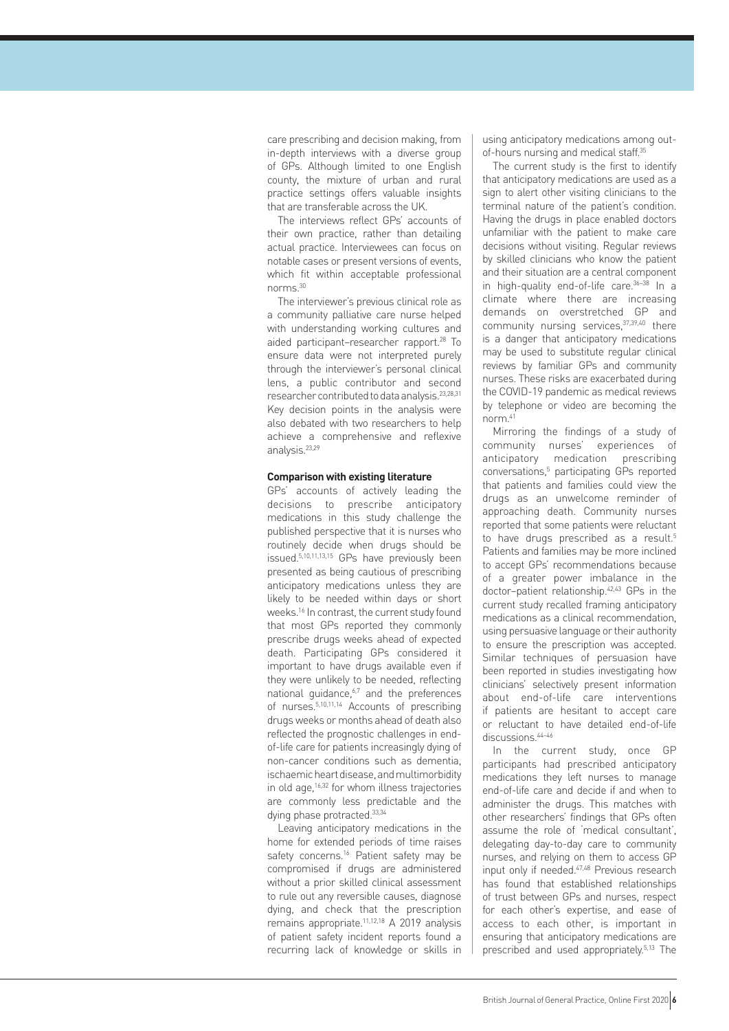care prescribing and decision making, from in-depth interviews with a diverse group of GPs. Although limited to one English county, the mixture of urban and rural practice settings offers valuable insights that are transferable across the UK.

The interviews reflect GPs' accounts of their own practice, rather than detailing actual practice. Interviewees can focus on notable cases or present versions of events, which fit within acceptable professional norms.[30]

The interviewer's previous clinical role as a community palliative care nurse helped with understanding working cultures and aided participant–researcher rapport.[28] To ensure data were not interpreted purely through the interviewer's personal clinical lens, a public contributor and second researcher contributed to data analysis.[23,28,31] Key decision points in the analysis were also debated with two researchers to help achieve a comprehensive and reflexive analysis.[23,29]

**Comparison with existing literature**

GPs' accounts of actively leading the decisions to prescribe anticipatory medications in this study challenge the published perspective that it is nurses who routinely decide when drugs should be issued.[5,10,11,13,15] GPs have previously been presented as being cautious of prescribing anticipatory medications unless they are likely to be needed within days or short weeks.[16] In contrast, the current study found that most GPs reported they commonly prescribe drugs weeks ahead of expected death. Participating GPs considered it important to have drugs available even if they were unlikely to be needed, reflecting national guidance,[6,7] and the preferences of nurses.[5,10,11,14] Accounts of prescribing drugs weeks or months ahead of death also reflected the prognostic challenges in end-of-life care for patients increasingly dying of non-cancer conditions such as dementia, ischaemic heart disease, and multimorbidity in old age,[16,32] for whom illness trajectories are commonly less predictable and the dying phase protracted.[33,34]

Leaving anticipatory medications in the home for extended periods of time raises safety concerns.[16] Patient safety may be compromised if drugs are administered without a prior skilled clinical assessment to rule out any reversible causes, diagnose dying, and check that the prescription remains appropriate.[11,12,18] A 2019 analysis of patient safety incident reports found a recurring lack of knowledge or skills in using anticipatory medications among out-of-hours nursing and medical staff.[35]

The current study is the first to identify that anticipatory medications are used as a sign to alert other visiting clinicians to the terminal nature of the patient's condition. Having the drugs in place enabled doctors unfamiliar with the patient to make care decisions without visiting. Regular reviews by skilled clinicians who know the patient and their situation are a central component in high-quality end-of-life care.[36–38] In a climate where there are increasing demands on overstretched GP and community nursing services,[37,39,40] there is a danger that anticipatory medications may be used to substitute regular clinical reviews by familiar GPs and community nurses. These risks are exacerbated during the COVID-19 pandemic as medical reviews by telephone or video are becoming the norm.[41]

Mirroring the findings of a study of community nurses' experiences of anticipatory medication prescribing conversations,[5] participating GPs reported that patients and families could view the drugs as an unwelcome reminder of approaching death. Community nurses reported that some patients were reluctant to have drugs prescribed as a result.[5] Patients and families may be more inclined to accept GPs' recommendations because of a greater power imbalance in the doctor–patient relationship.[42,43] GPs in the current study recalled framing anticipatory medications as a clinical recommendation, using persuasive language or their authority to ensure the prescription was accepted. Similar techniques of persuasion have been reported in studies investigating how clinicians' selectively present information about end-of-life care interventions if patients are hesitant to accept care or reluctant to have detailed end-of-life discussions.[44–46]

In the current study, once GP participants had prescribed anticipatory medications they left nurses to manage end-of-life care and decide if and when to administer the drugs. This matches with other researchers' findings that GPs often assume the role of 'medical consultant', delegating day-to-day care to community nurses, and relying on them to access GP input only if needed.[47,48] Previous research has found that established relationships of trust between GPs and nurses, respect for each other's expertise, and ease of access to each other, is important in ensuring that anticipatory medications are prescribed and used appropriately.[5,13] The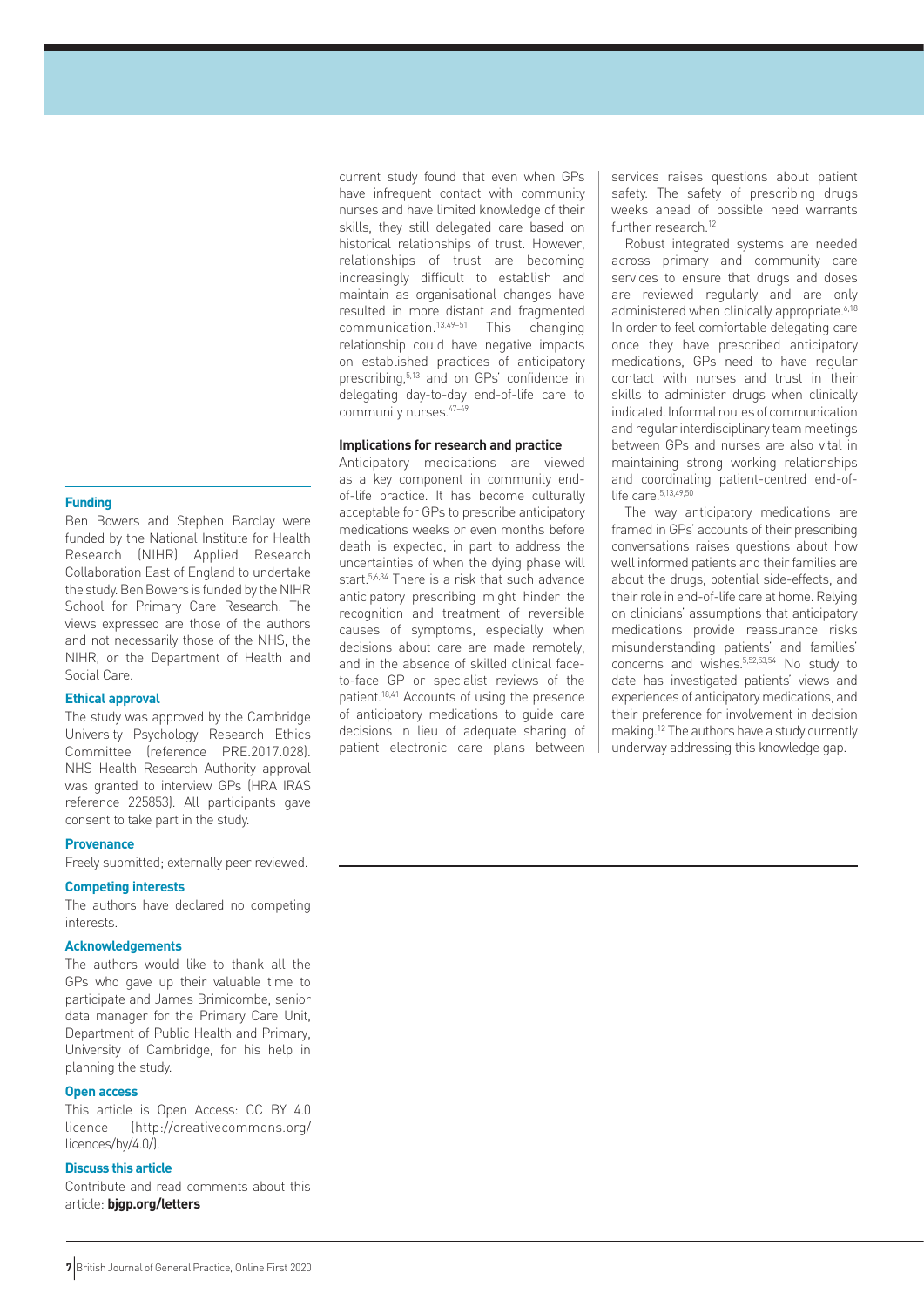current study found that even when GPs have infrequent contact with community nurses and have limited knowledge of their skills, they still delegated care based on historical relationships of trust. However, relationships of trust are becoming increasingly difficult to establish and maintain as organisational changes have resulted in more distant and fragmented communication.[13,49–51] This changing relationship could have negative impacts on established practices of anticipatory prescribing,[5,13] and on GPs' confidence in delegating day-to-day end-of-life care to community nurses.[47–49]

### Implications for research and practice

Anticipatory medications are viewed as a key component in community end-of-life practice. It has become culturally acceptable for GPs to prescribe anticipatory medications weeks or even months before death is expected, in part to address the uncertainties of when the dying phase will start.[5,6,34] There is a risk that such advance anticipatory prescribing might hinder the recognition and treatment of reversible causes of symptoms, especially when decisions about care are made remotely, and in the absence of skilled clinical face-to-face GP or specialist reviews of the patient.[18,41] Accounts of using the presence of anticipatory medications to guide care decisions in lieu of adequate sharing of patient electronic care plans between services raises questions about patient safety. The safety of prescribing drugs weeks ahead of possible need warrants further research.[12]

Robust integrated systems are needed across primary and community care services to ensure that drugs and doses are reviewed regularly and are only administered when clinically appropriate.[6,18] In order to feel comfortable delegating care once they have prescribed anticipatory medications, GPs need to have regular contact with nurses and trust in their skills to administer drugs when clinically indicated. Informal routes of communication and regular interdisciplinary team meetings between GPs and nurses are also vital in maintaining strong working relationships and coordinating patient-centred end-of-life care.[5,13,49,50]

The way anticipatory medications are framed in GPs' accounts of their prescribing conversations raises questions about how well informed patients and their families are about the drugs, potential side-effects, and their role in end-of-life care at home. Relying on clinicians' assumptions that anticipatory medications provide reassurance risks misunderstanding patients' and families' concerns and wishes.[5,52,53,54] No study to date has investigated patients' views and experiences of anticipatory medications, and their preference for involvement in decision making.[12] The authors have a study currently underway addressing this knowledge gap.

#### Funding

Ben Bowers and Stephen Barclay were funded by the National Institute for Health Research (NIHR) Applied Research Collaboration East of England to undertake the study. Ben Bowers is funded by the NIHR School for Primary Care Research. The views expressed are those of the authors and not necessarily those of the NHS, the NIHR, or the Department of Health and Social Care.

#### Ethical approval

The study was approved by the Cambridge University Psychology Research Ethics Committee (reference PRE.2017.028). NHS Health Research Authority approval was granted to interview GPs (HRA IRAS reference 225853). All participants gave consent to take part in the study.

#### Provenance

Freely submitted; externally peer reviewed.

#### Competing interests

The authors have declared no competing interests.

#### Acknowledgements

The authors would like to thank all the GPs who gave up their valuable time to participate and James Brimicombe, senior data manager for the Primary Care Unit, Department of Public Health and Primary, University of Cambridge, for his help in planning the study.

#### Open access

This article is Open Access: CC BY 4.0 licence (http://creativecommons.org/licences/by/4.0/).

#### Discuss this article

Contribute and read comments about this article: **bjgp.org/letters**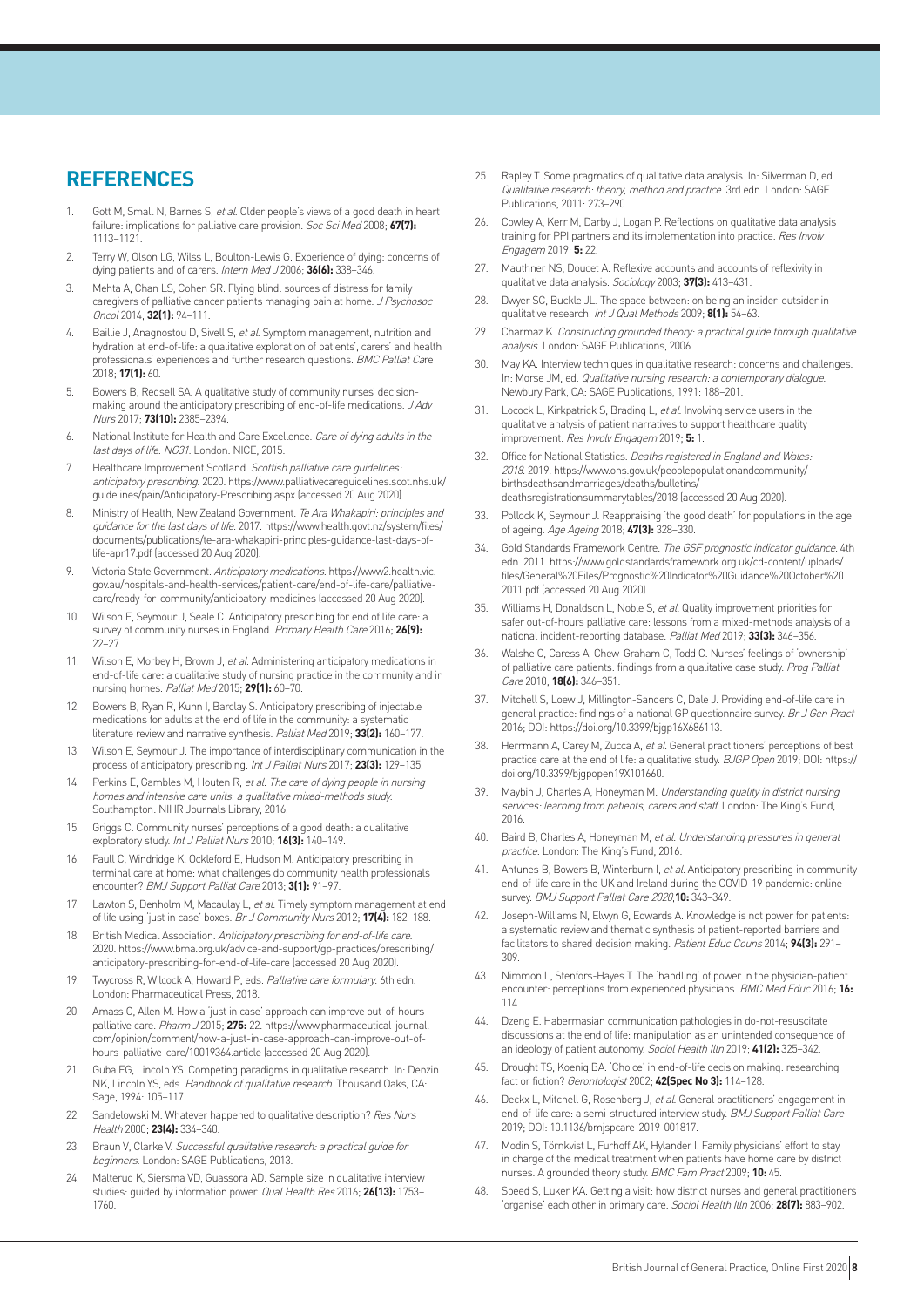## REFERENCES

1. Gott M, Small N, Barnes S, *et al.* Older people's views of a good death in heart failure: implications for palliative care provision. *Soc Sci Med* 2008; **67(7):** 1113–1121.
2. Terry W, Olson LG, Wilss L, Boulton-Lewis G. Experience of dying: concerns of dying patients and of carers. *Intern Med J* 2006; **36(6):** 338–346.
3. Mehta A, Chan LS, Cohen SR. Flying blind: sources of distress for family caregivers of palliative cancer patients managing pain at home. *J Psychosoc Oncol* 2014; **32(1):** 94–111.
4. Baillie J, Anagnostou D, Sivell S, *et al.* Symptom management, nutrition and hydration at end-of-life: a qualitative exploration of patients', carers' and health professionals' experiences and further research questions. *BMC Palliat Care* 2018; **17(1):** 60.
5. Bowers B, Redsell SA. A qualitative study of community nurses' decision-making around the anticipatory prescribing of end-of-life medications. *J Adv Nurs* 2017; **73(10):** 2385–2394.
6. National Institute for Health and Care Excellence. *Care of dying adults in the last days of life. NG31*. London: NICE, 2015.
7. Healthcare Improvement Scotland. *Scottish palliative care guidelines: anticipatory prescribing*. 2020. https://www.palliativecareguidelines.scot.nhs.uk/guidelines/pain/Anticipatory-Prescribing.aspx (accessed 20 Aug 2020).
8. Ministry of Health, New Zealand Government. *Te Ara Whakapiri: principles and guidance for the last days of life*. 2017. https://www.health.govt.nz/system/files/documents/publications/te-ara-whakapiri-principles-guidance-last-days-of-life-apr17.pdf (accessed 20 Aug 2020).
9. Victoria State Government. *Anticipatory medications*. https://www2.health.vic.gov.au/hospitals-and-health-services/patient-care/end-of-life-care/palliative-care/ready-for-community/anticipatory-medicines (accessed 20 Aug 2020).
10. Wilson E, Seymour J, Seale C. Anticipatory prescribing for end of life care: a survey of community nurses in England. *Primary Health Care* 2016; **26(9):** 22–27.
11. Wilson E, Morbey H, Brown J, *et al.* Administering anticipatory medications in end-of-life care: a qualitative study of nursing practice in the community and in nursing homes. *Palliat Med* 2015; **29(1):** 60–70.
12. Bowers B, Ryan R, Kuhn I, Barclay S. Anticipatory prescribing of injectable medications for adults at the end of life in the community: a systematic literature review and narrative synthesis. *Palliat Med* 2019; **33(2):** 160–177.
13. Wilson E, Seymour J. The importance of interdisciplinary communication in the process of anticipatory prescribing. *Int J Palliat Nurs* 2017; **23(3):** 129–135.
14. Perkins E, Gambles M, Houten R, *et al. The care of dying people in nursing homes and intensive care units: a qualitative mixed-methods study.* Southampton: NIHR Journals Library, 2016.
15. Griggs C. Community nurses' perceptions of a good death: a qualitative exploratory study. *Int J Palliat Nurs* 2010; **16(3):** 140–149.
16. Faull C, Windridge K, Ockleford E, Hudson M. Anticipatory prescribing in terminal care at home: what challenges do community health professionals encounter? *BMJ Support Palliat Care* 2013; **3(1):** 91–97.
17. Lawton S, Denholm M, Macaulay L, *et al.* Timely symptom management at end of life using 'just in case' boxes. *Br J Community Nurs* 2012; **17(4):** 182–188.
18. British Medical Association. *Anticipatory prescribing for end-of-life care*. 2020. https://www.bma.org.uk/advice-and-support/gp-practices/prescribing/anticipatory-prescribing-for-end-of-life-care (accessed 20 Aug 2020).
19. Twycross R, Wilcock A, Howard P, eds. *Palliative care formulary*. 6th edn. London: Pharmaceutical Press, 2018.
20. Amass C, Allen M. How a 'just in case' approach can improve out-of-hours palliative care. *Pharm J* 2015; **275:** 22. https://www.pharmaceutical-journal.com/opinion/comment/how-a-just-in-case-approach-can-improve-out-of-hours-palliative-care/10019364.article (accessed 20 Aug 2020).
21. Guba EG, Lincoln YS. Competing paradigms in qualitative research. In: Denzin NK, Lincoln YS, eds. *Handbook of qualitative research*. Thousand Oaks, CA: Sage, 1994: 105–117.
22. Sandelowski M. Whatever happened to qualitative description? *Res Nurs Health* 2000; **23(4):** 334–340.
23. Braun V, Clarke V. *Successful qualitative research: a practical guide for beginners*. London: SAGE Publications, 2013.
24. Malterud K, Siersma VD, Guassora AD. Sample size in qualitative interview studies: guided by information power. *Qual Health Res* 2016; **26(13):** 1753–1760.
25. Rapley T. Some pragmatics of qualitative data analysis. In: Silverman D, ed. *Qualitative research: theory, method and practice*. 3rd edn. London: SAGE Publications, 2011: 273–290.
26. Cowley A, Kerr M, Darby J, Logan P. Reflections on qualitative data analysis training for PPI partners and its implementation into practice. *Res Involv Engagem* 2019; **5:** 22.
27. Mauthner NS, Doucet A. Reflexive accounts and accounts of reflexivity in qualitative data analysis. *Sociology* 2003; **37(3):** 413–431.
28. Dwyer SC, Buckle JL. The space between: on being an insider-outsider in qualitative research. *Int J Qual Methods* 2009; **8(1):** 54–63.
29. Charmaz K. *Constructing grounded theory: a practical guide through qualitative analysis*. London: SAGE Publications, 2006.
30. May KA. Interview techniques in qualitative research: concerns and challenges. In: Morse JM, ed. *Qualitative nursing research: a contemporary dialogue*. Newbury Park, CA: SAGE Publications, 1991: 188–201.
31. Locock L, Kirkpatrick S, Brading L, *et al.* Involving service users in the qualitative analysis of patient narratives to support healthcare quality improvement. *Res Involv Engagem* 2019; **5:** 1.
32. Office for National Statistics. *Deaths registered in England and Wales: 2018*. 2019. https://www.ons.gov.uk/peoplepopulationandcommunity/birthsdeathsandmarriages/deaths/bulletins/deathsregistrationsummarytables/2018 (accessed 20 Aug 2020).
33. Pollock K, Seymour J. Reappraising 'the good death' for populations in the age of ageing. *Age Ageing* 2018; **47(3):** 328–330.
34. Gold Standards Framework Centre. *The GSF prognostic indicator guidance*. 4th edn. 2011. https://www.goldstandardsframework.org.uk/cd-content/uploads/files/General%20Files/Prognostic%20Indicator%20Guidance%20October%202011.pdf (accessed 20 Aug 2020).
35. Williams H, Donaldson L, Noble S, *et al.* Quality improvement priorities for safer out-of-hours palliative care: lessons from a mixed-methods analysis of a national incident-reporting database. *Palliat Med* 2019; **33(3):** 346–356.
36. Walshe C, Caress A, Chew-Graham C, Todd C. Nurses' feelings of 'ownership' of palliative care patients: findings from a qualitative case study. *Prog Palliat Care* 2010; **18(6):** 346–351.
37. Mitchell S, Loew J, Millington-Sanders C, Dale J. Providing end-of-life care in general practice: findings of a national GP questionnaire survey. *Br J Gen Pract* 2016; DOI: https://doi.org/10.3399/bjgp16X686113.
38. Herrmann A, Carey M, Zucca A, *et al.* General practitioners' perceptions of best practice care at the end of life: a qualitative study. *BJGP Open* 2019; DOI: https://doi.org/10.3399/bjgpopen19X101660.
39. Maybin J, Charles A, Honeyman M. *Understanding quality in district nursing services: learning from patients, carers and staff*. London: The King's Fund, 2016.
40. Baird B, Charles A, Honeyman M, *et al. Understanding pressures in general practice*. London: The King's Fund, 2016.
41. Antunes B, Bowers B, Winterburn I, *et al.* Anticipatory prescribing in community end-of-life care in the UK and Ireland during the COVID-19 pandemic: online survey. *BMJ Support Palliat Care 2020*;**10:** 343–349.
42. Joseph-Williams N, Elwyn G, Edwards A. Knowledge is not power for patients: a systematic review and thematic synthesis of patient-reported barriers and facilitators to shared decision making. *Patient Educ Couns* 2014; **94(3):** 291–309.
43. Nimmon L, Stenfors-Hayes T. The 'handling' of power in the physician-patient encounter: perceptions from experienced physicians. *BMC Med Educ* 2016; **16:** 114.
44. Dzeng E. Habermasian communication pathologies in do-not-resuscitate discussions at the end of life: manipulation as an unintended consequence of an ideology of patient autonomy. *Sociol Health Illn* 2019; **41(2):** 325–342.
45. Drought TS, Koenig BA. 'Choice' in end-of-life decision making: researching fact or fiction? *Gerontologist* 2002; **42(Spec No 3):** 114–128.
46. Deckx L, Mitchell G, Rosenberg J, *et al.* General practitioners' engagement in end-of-life care: a semi-structured interview study. *BMJ Support Palliat Care* 2019; DOI: 10.1136/bmjspcare-2019-001817.
47. Modin S, Törnkvist L, Furhoff AK, Hylander I. Family physicians' effort to stay in charge of the medical treatment when patients have home care by district nurses. A grounded theory study. *BMC Fam Pract* 2009; **10:** 45.
48. Speed S, Luker KA. Getting a visit: how district nurses and general practitioners 'organise' each other in primary care. *Sociol Health Illn* 2006; **28(7):** 883–902.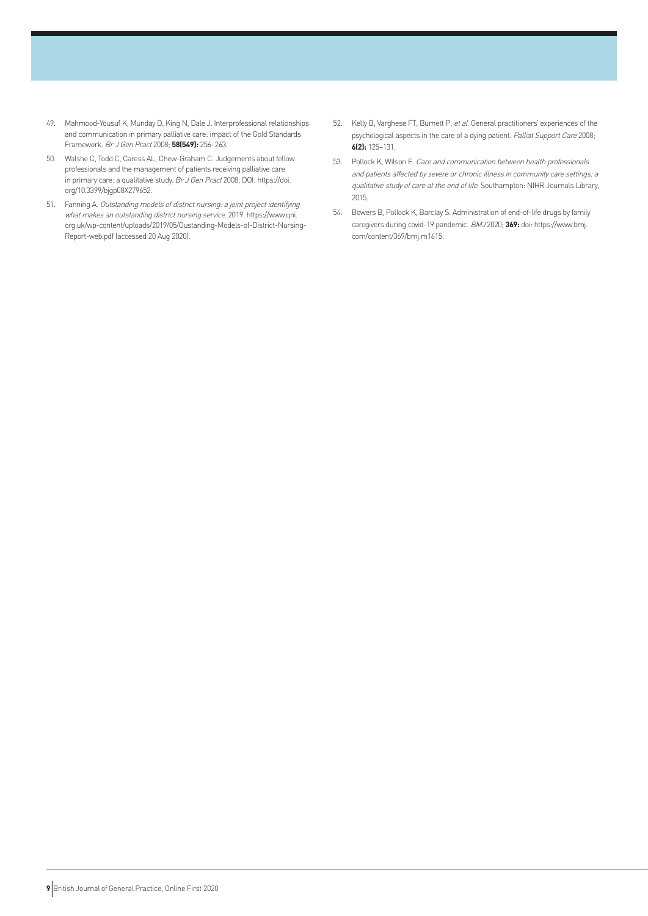49. Mahmood-Yousuf K, Munday D, King N, Dale J. Interprofessional relationships and communication in primary palliative care: impact of the Gold Standards Framework. *Br J Gen Pract* 2008; **58(549):** 256–263.
50. Walshe C, Todd C, Caress AL, Chew-Graham C. Judgements about fellow professionals and the management of patients receiving palliative care in primary care: a qualitative study. *Br J Gen Pract* 2008; DOI: https://doi.org/10.3399/bjgp08X279652.
51. Fanning A. *Outstanding models of district nursing: a joint project identifying what makes an outstanding district nursing service.* 2019. https://www.qni.org.uk/wp-content/uploads/2019/05/Oustanding-Models-of-District-Nursing-Report-web.pdf (accessed 20 Aug 2020).
52. Kelly B, Varghese FT, Burnett P, *et al.* General practitioners' experiences of the psychological aspects in the care of a dying patient. *Palliat Support Care* 2008; **6(2):** 125–131.
53. Pollock K, Wilson E. *Care and communication between health professionals and patients affected by severe or chronic illness in community care settings: a qualitative study of care at the end of life.* Southampton: NIHR Journals Library, 2015.
54. Bowers B, Pollock K, Barclay S. Administration of end-of-life drugs by family caregivers during covid-19 pandemic. *BMJ* 2020; **369:** doi: https://www.bmj.com/content/369/bmj.m1615.